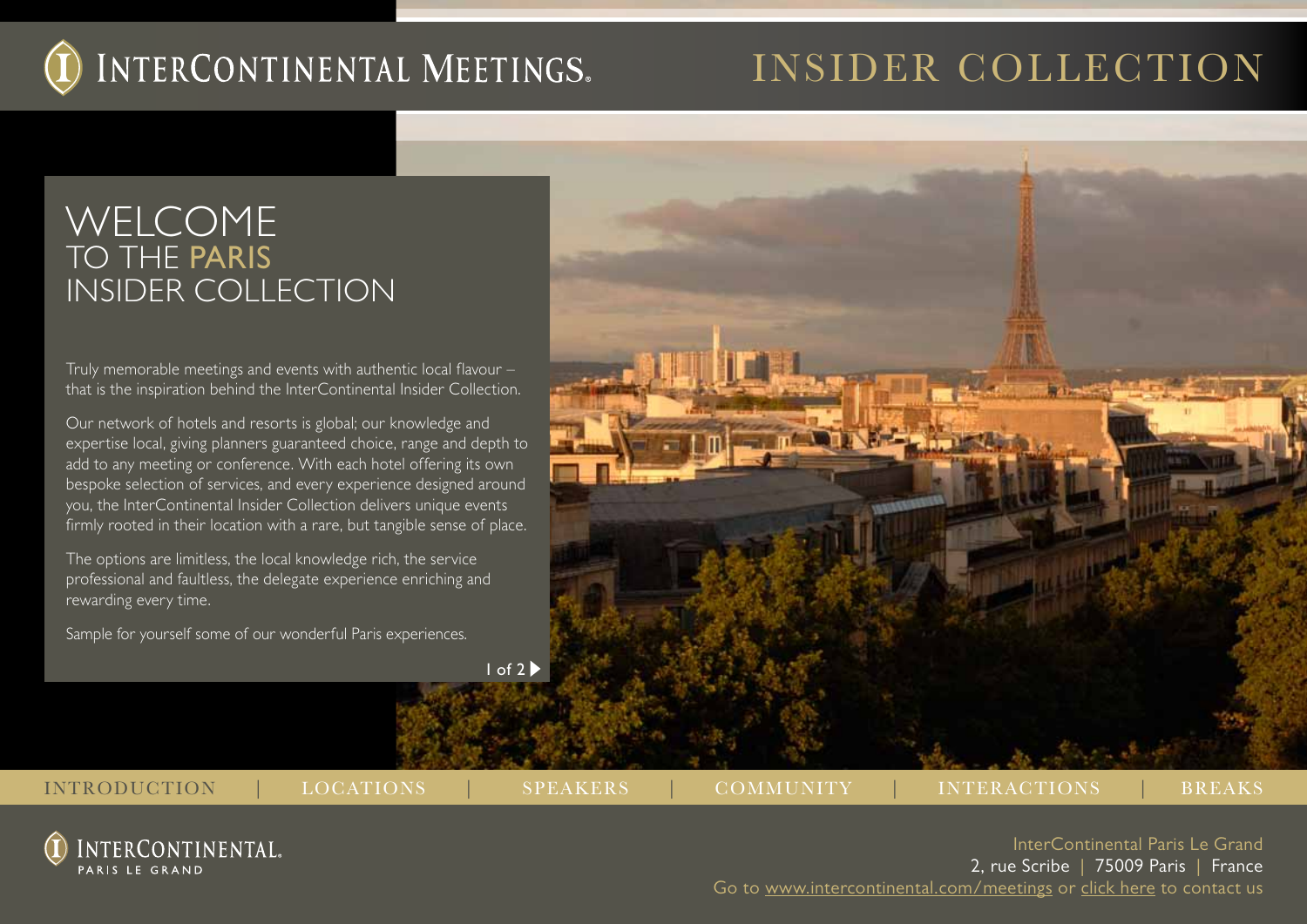# INTERCONTINENTAL MEETINGS

# INSIDER COLLECTION

## WELCOME TO THE PARIS INSIDER COLLECTION

Truly memorable meetings and events with authentic local flavour – that is the inspiration behind the InterContinental Insider Collection.

Our network of hotels and resorts is global; our knowledge and expertise local, giving planners guaranteed choice, range and depth to add to any meeting or conference. With each hotel offering its own bespoke selection of services, and every experience designed around you, the InterContinental Insider Collection delivers unique events firmly rooted in their location with a rare, but tangible sense of place.

The options are limitless, the local knowledge rich, the service professional and faultless, the delegate experience enriching and rewarding every time.

Sample for yourself some of our wonderful Paris experiences.

INTRODUCTION | LOCATIONS | SPEAKERS | COMMUNITY | INTERACTIONS | BREAKS

INTERCONTINENTAL. PARIS LE GRAND

InterContinental Paris Le Grand
2, rue Scribe | 75009 Paris | France
Go to www.intercontinental.com/meetings or click here to contact us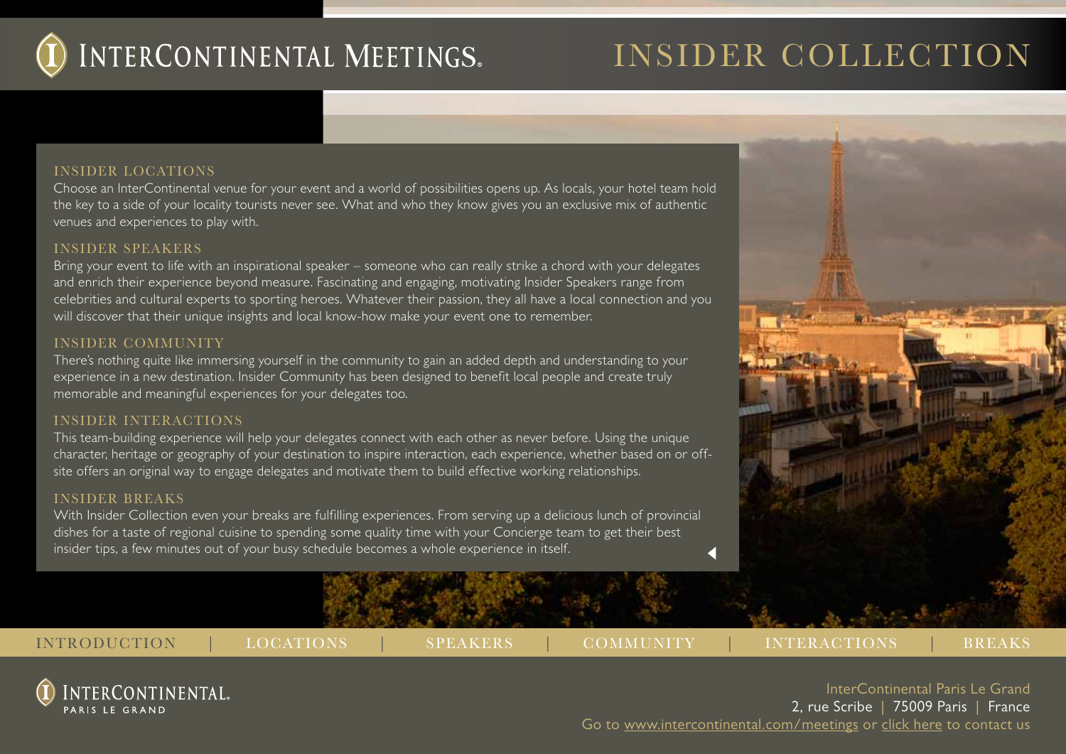# INTERCONTINENTAL MEETINGS. INSIDER COLLECTION

## INSIDER LOCATIONS

Choose an InterContinental venue for your event and a world of possibilities opens up. As locals, your hotel team hold the key to a side of your locality tourists never see. What and who they know gives you an exclusive mix of authentic venues and experiences to play with.

## INSIDER SPEAKERS

Bring your event to life with an inspirational speaker – someone who can really strike a chord with your delegates and enrich their experience beyond measure. Fascinating and engaging, motivating Insider Speakers range from celebrities and cultural experts to sporting heroes. Whatever their passion, they all have a local connection and you will discover that their unique insights and local know-how make your event one to remember.

## INSIDER COMMUNITY

There's nothing quite like immersing yourself in the community to gain an added depth and understanding to your experience in a new destination. Insider Community has been designed to benefit local people and create truly memorable and meaningful experiences for your delegates too.

## INSIDER INTERACTIONS

This team-building experience will help your delegates connect with each other as never before. Using the unique character, heritage or geography of your destination to inspire interaction, each experience, whether based on or off-site offers an original way to engage delegates and motivate them to build effective working relationships.

## INSIDER BREAKS

With Insider Collection even your breaks are fulfilling experiences. From serving up a delicious lunch of provincial dishes for a taste of regional cuisine to spending some quality time with your Concierge team to get their best insider tips, a few minutes out of your busy schedule becomes a whole experience in itself.

INTRODUCTION | LOCATIONS | SPEAKERS | COMMUNITY | INTERACTIONS | BREAKS

INTERCONTINENTAL. PARIS LE GRAND

InterContinental Paris Le Grand
2, rue Scribe | 75009 Paris | France
Go to www.intercontinental.com/meetings or click here to contact us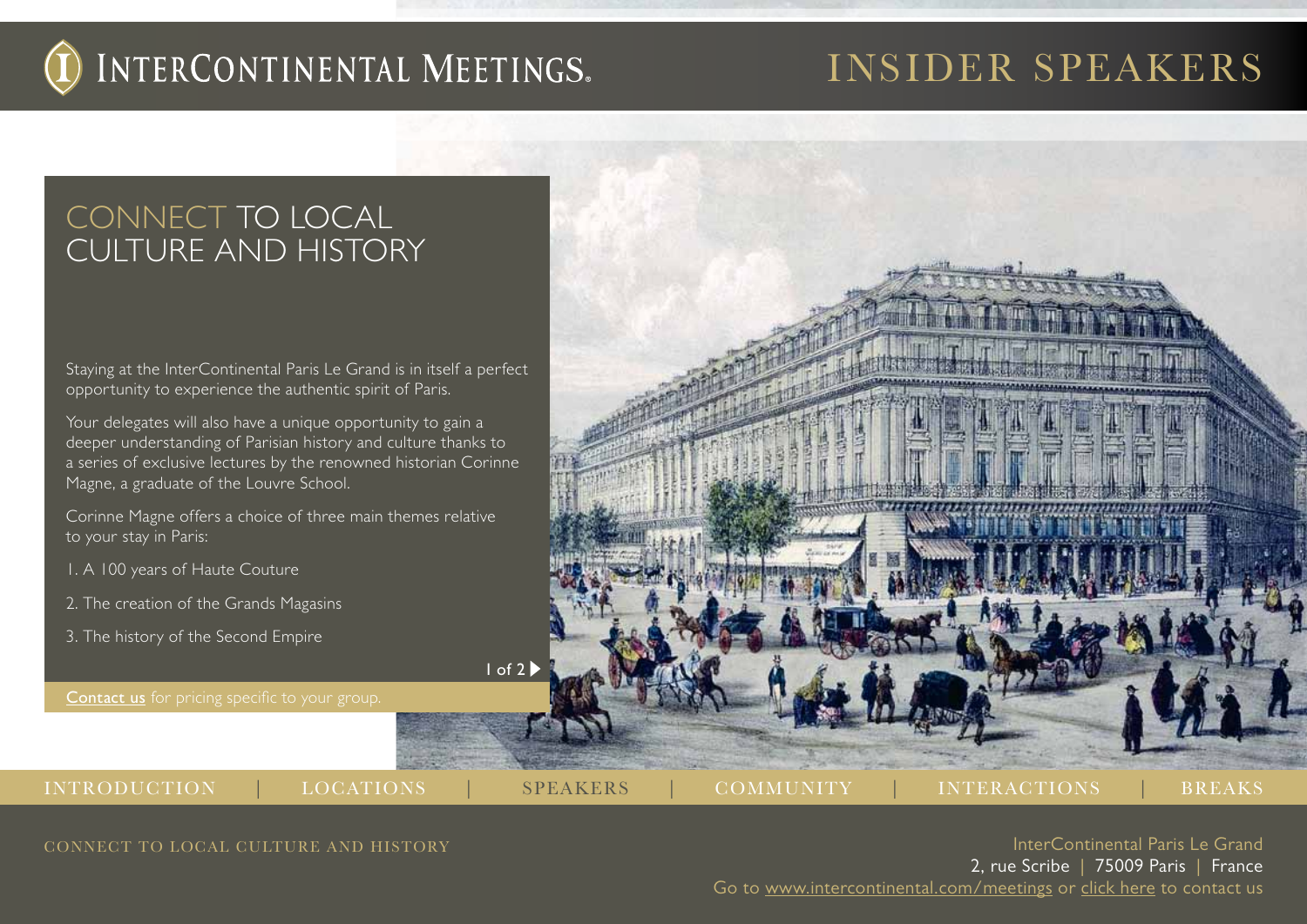# CONNECT TO LOCAL CULTURE AND HISTORY

Staying at the InterContinental Paris Le Grand is in itself a perfect opportunity to experience the authentic spirit of Paris.

Your delegates will also have a unique opportunity to gain a deeper understanding of Parisian history and culture thanks to a series of exclusive lectures by the renowned historian Corinne Magne, a graduate of the Louvre School.

Corinne Magne offers a choice of three main themes relative to your stay in Paris:

1. A 100 years of Haute Couture
2. The creation of the Grands Magasins
3. The history of the Second Empire

Contact us for pricing specific to your group.

InterContinental Paris Le Grand
2, rue Scribe | 75009 Paris | France
Go to www.intercontinental.com/meetings or click here to contact us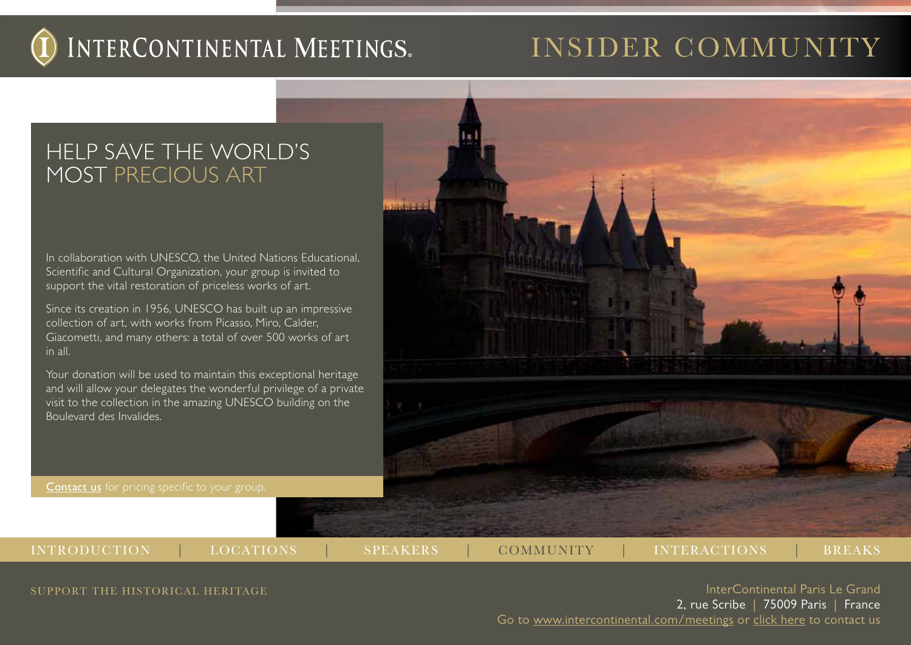# HELP SAVE THE WORLD'S MOST PRECIOUS ART

In collaboration with UNESCO, the United Nations Educational, Scientific and Cultural Organization, your group is invited to support the vital restoration of priceless works of art.

Since its creation in 1956, UNESCO has built up an impressive collection of art, with works from Picasso, Miro, Calder, Giacometti, and many others: a total of over 500 works of art in all.

Your donation will be used to maintain this exceptional heritage and will allow your delegates the wonderful privilege of a private visit to the collection in the amazing UNESCO building on the Boulevard des Invalides.

Contact us for pricing specific to your group.

SUPPORT THE HISTORICAL HERITAGE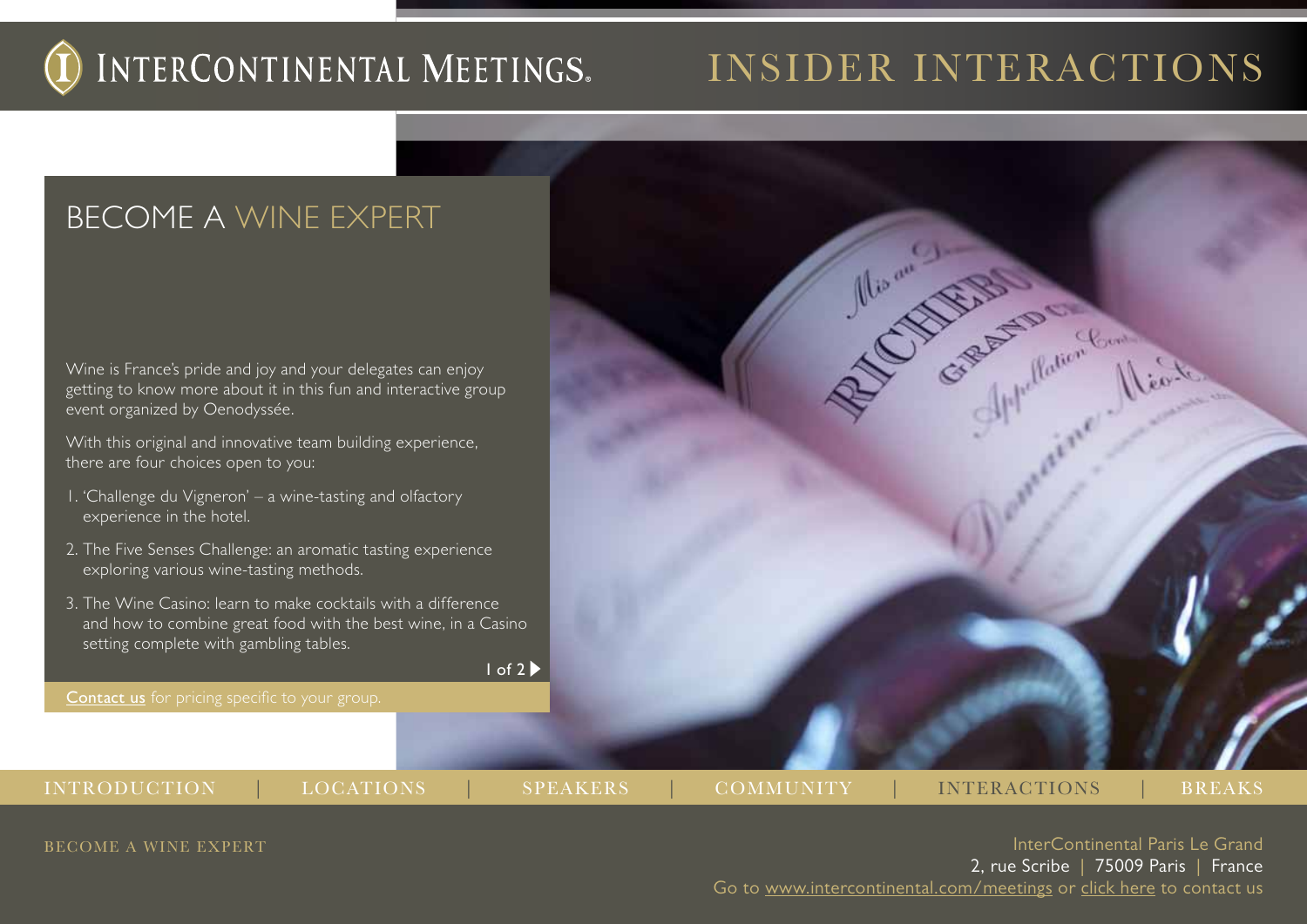# BECOME A WINE EXPERT

Wine is France's pride and joy and your delegates can enjoy getting to know more about it in this fun and interactive group event organized by Oenodyssée.

With this original and innovative team building experience, there are four choices open to you:

1. 'Challenge du Vigneron' – a wine-tasting and olfactory experience in the hotel.
2. The Five Senses Challenge: an aromatic tasting experience exploring various wine-tasting methods.
3. The Wine Casino: learn to make cocktails with a difference and how to combine great food with the best wine, in a Casino setting complete with gambling tables.

Contact us for pricing specific to your group.

InterContinental Paris Le Grand
2, rue Scribe | 75009 Paris | France
Go to www.intercontinental.com/meetings or click here to contact us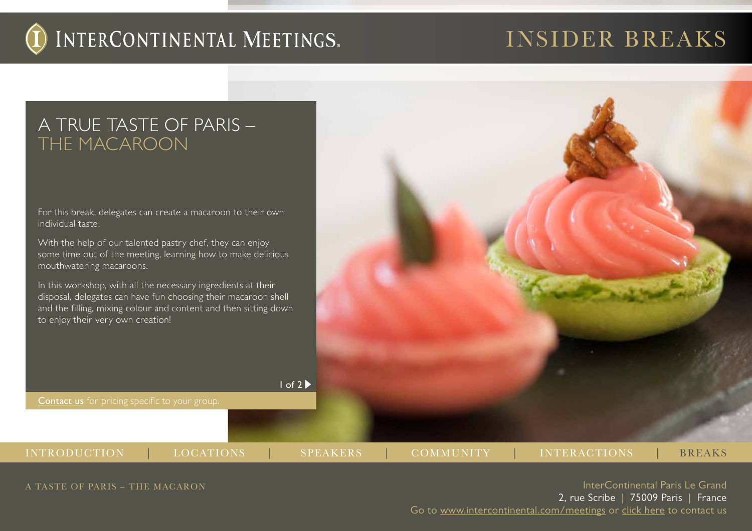# A TRUE TASTE OF PARIS – THE MACAROON

For this break, delegates can create a macaroon to their own individual taste.

With the help of our talented pastry chef, they can enjoy some time out of the meeting, learning how to make delicious mouthwatering macaroons.

In this workshop, with all the necessary ingredients at their disposal, delegates can have fun choosing their macaroon shell and the filling, mixing colour and content and then sitting down to enjoy their very own creation!

Contact us for pricing specific to your group.

InterContinental Paris Le Grand
2, rue Scribe | 75009 Paris | France
Go to www.intercontinental.com/meetings or click here to contact us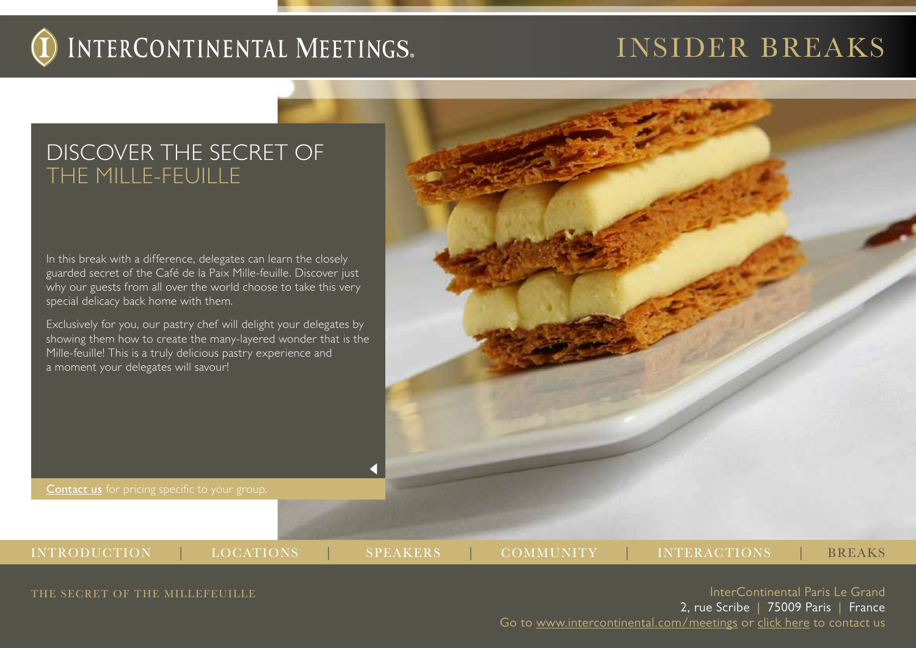# DISCOVER THE SECRET OF THE MILLE-FEUILLE

In this break with a difference, delegates can learn the closely guarded secret of the Café de la Paix Mille-feuille. Discover just why our guests from all over the world choose to take this very special delicacy back home with them.

Exclusively for you, our pastry chef will delight your delegates by showing them how to create the many-layered wonder that is the Mille-feuille! This is a truly delicious pastry experience and a moment your delegates will savour!

Contact us for pricing specific to your group.

THE SECRET OF THE MILLEFEUILLE

InterContinental Paris Le Grand
2, rue Scribe | 75009 Paris | France
Go to www.intercontinental.com/meetings or click here to contact us